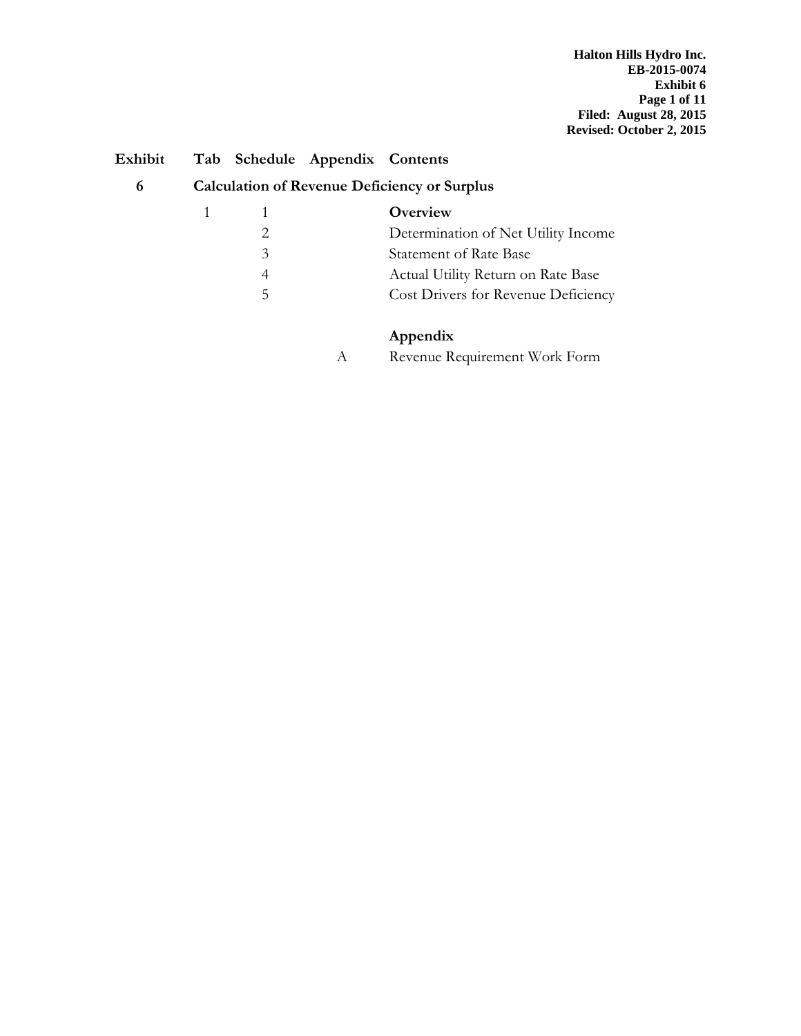Halton Hills Hydro Inc.
EB-2015-0074
Exhibit 6
Filed: August 28, 2015
Revised: October 2, 2015

| Exhibit | Tab | Schedule | Appendix | Contents |
|---|---|---|---|---|
| **6** | **Calculation of Revenue Deficiency or Surplus** | | | |
| | 1 | 1 | | **Overview** |
| | | 2 | | Determination of Net Utility Income |
| | | 3 | | Statement of Rate Base |
| | | 4 | | Actual Utility Return on Rate Base |
| | | 5 | | Cost Drivers for Revenue Deficiency |
| | | | | **Appendix** |
| | | | A | Revenue Requirement Work Form |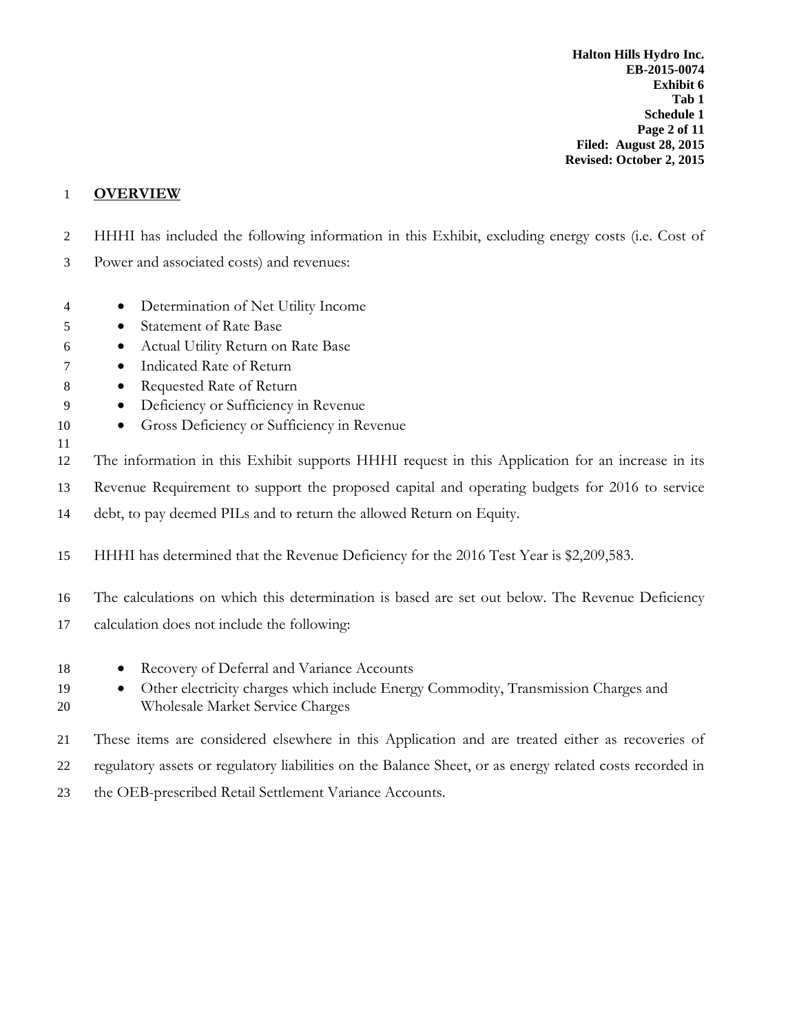## OVERVIEW

HHHI has included the following information in this Exhibit, excluding energy costs (i.e. Cost of Power and associated costs) and revenues:

- Determination of Net Utility Income
- Statement of Rate Base
- Actual Utility Return on Rate Base
- Indicated Rate of Return
- Requested Rate of Return
- Deficiency or Sufficiency in Revenue
- Gross Deficiency or Sufficiency in Revenue

The information in this Exhibit supports HHHI request in this Application for an increase in its Revenue Requirement to support the proposed capital and operating budgets for 2016 to service debt, to pay deemed PILs and to return the allowed Return on Equity.

HHHI has determined that the Revenue Deficiency for the 2016 Test Year is $2,209,583.

The calculations on which this determination is based are set out below. The Revenue Deficiency calculation does not include the following:

- Recovery of Deferral and Variance Accounts
- Other electricity charges which include Energy Commodity, Transmission Charges and Wholesale Market Service Charges

These items are considered elsewhere in this Application and are treated either as recoveries of regulatory assets or regulatory liabilities on the Balance Sheet, or as energy related costs recorded in the OEB-prescribed Retail Settlement Variance Accounts.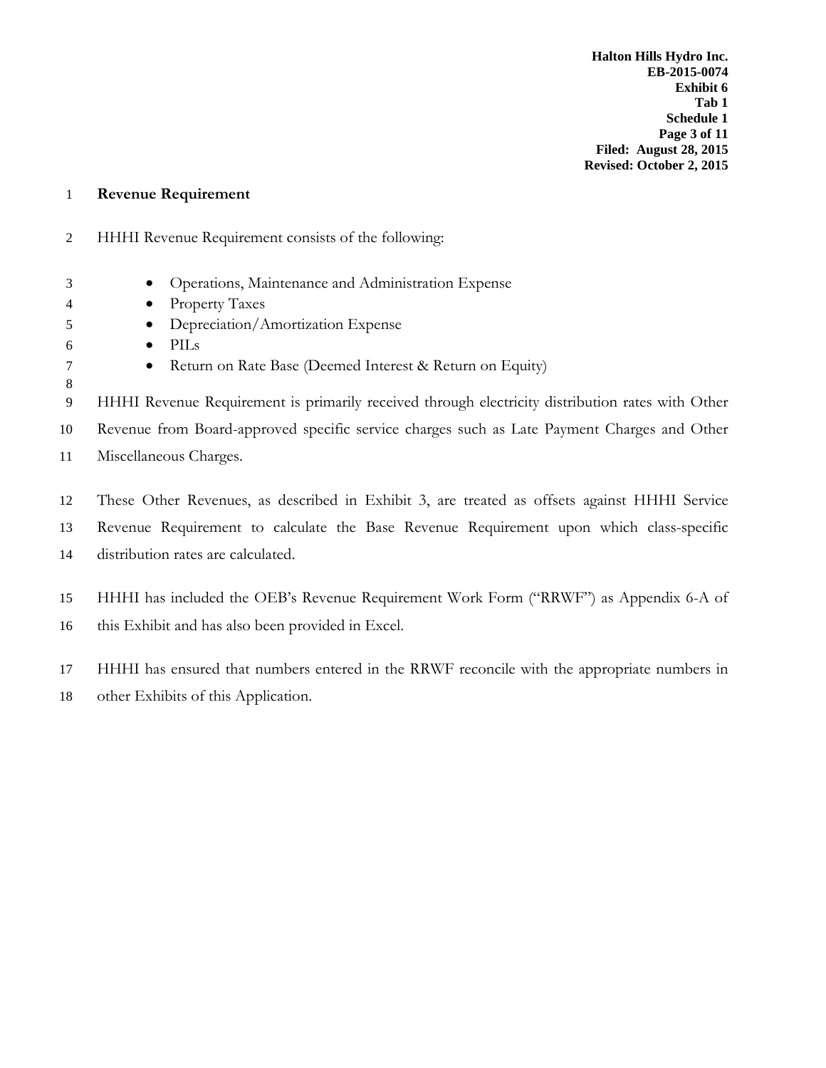## Revenue Requirement

HHHI Revenue Requirement consists of the following:

- Operations, Maintenance and Administration Expense
- Property Taxes
- Depreciation/Amortization Expense
- PILs
- Return on Rate Base (Deemed Interest & Return on Equity)

HHHI Revenue Requirement is primarily received through electricity distribution rates with Other Revenue from Board-approved specific service charges such as Late Payment Charges and Other Miscellaneous Charges.

These Other Revenues, as described in Exhibit 3, are treated as offsets against HHHI Service Revenue Requirement to calculate the Base Revenue Requirement upon which class-specific distribution rates are calculated.

HHHI has included the OEB's Revenue Requirement Work Form ("RRWF") as Appendix 6-A of this Exhibit and has also been provided in Excel.

HHHI has ensured that numbers entered in the RRWF reconcile with the appropriate numbers in other Exhibits of this Application.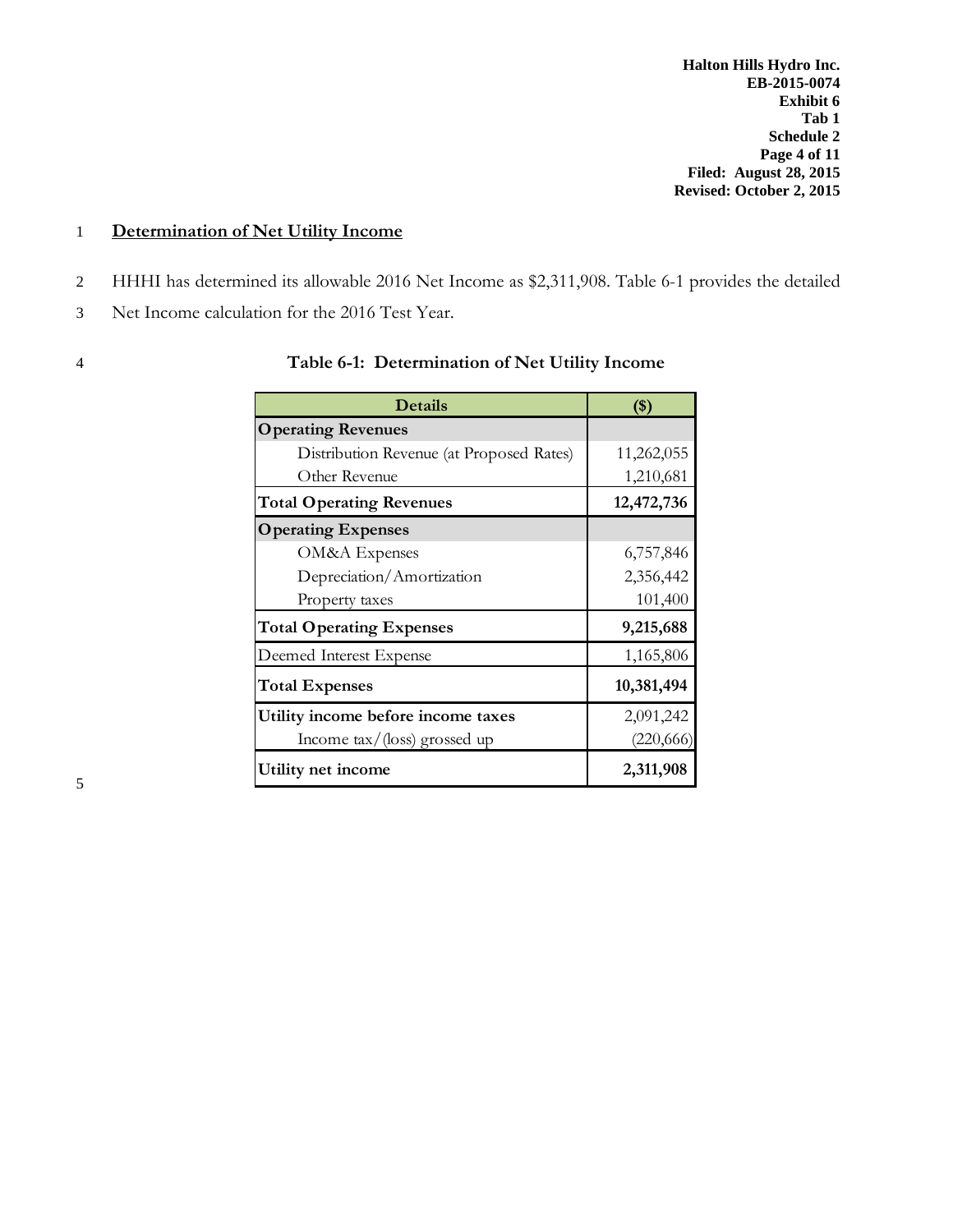## Determination of Net Utility Income

HHHI has determined its allowable 2016 Net Income as $2,311,908. Table 6-1 provides the detailed Net Income calculation for the 2016 Test Year.

**Table 6-1: Determination of Net Utility Income**

| Details | ($) |
|---|---|
| **Operating Revenues** | |
| Distribution Revenue (at Proposed Rates) | 11,262,055 |
| Other Revenue | 1,210,681 |
| **Total Operating Revenues** | **12,472,736** |
| **Operating Expenses** | |
| OM&A Expenses | 6,757,846 |
| Depreciation/Amortization | 2,356,442 |
| Property taxes | 101,400 |
| **Total Operating Expenses** | **9,215,688** |
| Deemed Interest Expense | 1,165,806 |
| **Total Expenses** | **10,381,494** |
| **Utility income before income taxes** | 2,091,242 |
| Income tax/(loss) grossed up | (220,666) |
| **Utility net income** | **2,311,908** |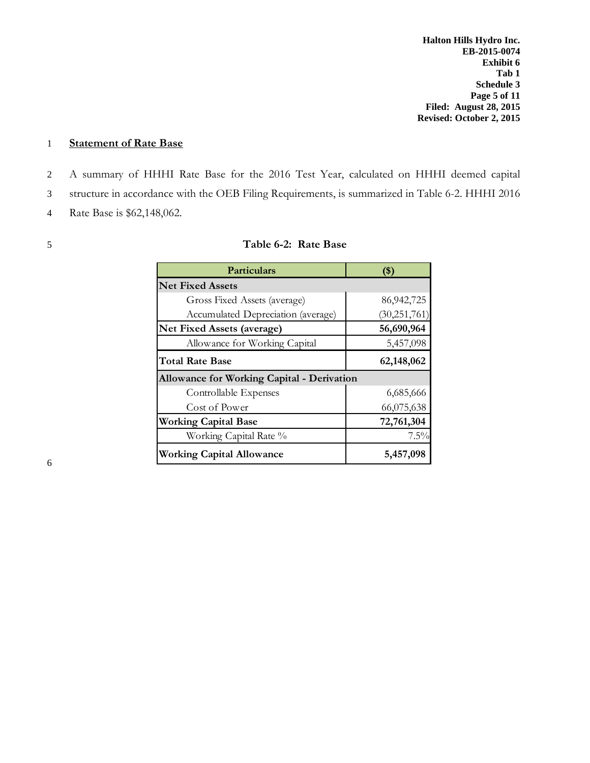## Statement of Rate Base

A summary of HHHI Rate Base for the 2016 Test Year, calculated on HHHI deemed capital structure in accordance with the OEB Filing Requirements, is summarized in Table 6-2. HHHI 2016 Rate Base is $62,148,062.

**Table 6-2: Rate Base**

| Particulars | ($) |
|---|---|
| **Net Fixed Assets** | |
| Gross Fixed Assets (average) | 86,942,725 |
| Accumulated Depreciation (average) | (30,251,761) |
| **Net Fixed Assets (average)** | **56,690,964** |
| Allowance for Working Capital | 5,457,098 |
| **Total Rate Base** | **62,148,062** |
| **Allowance for Working Capital - Derivation** | |
| Controllable Expenses | 6,685,666 |
| Cost of Power | 66,075,638 |
| **Working Capital Base** | **72,761,304** |
| Working Capital Rate % | 7.5% |
| **Working Capital Allowance** | **5,457,098** |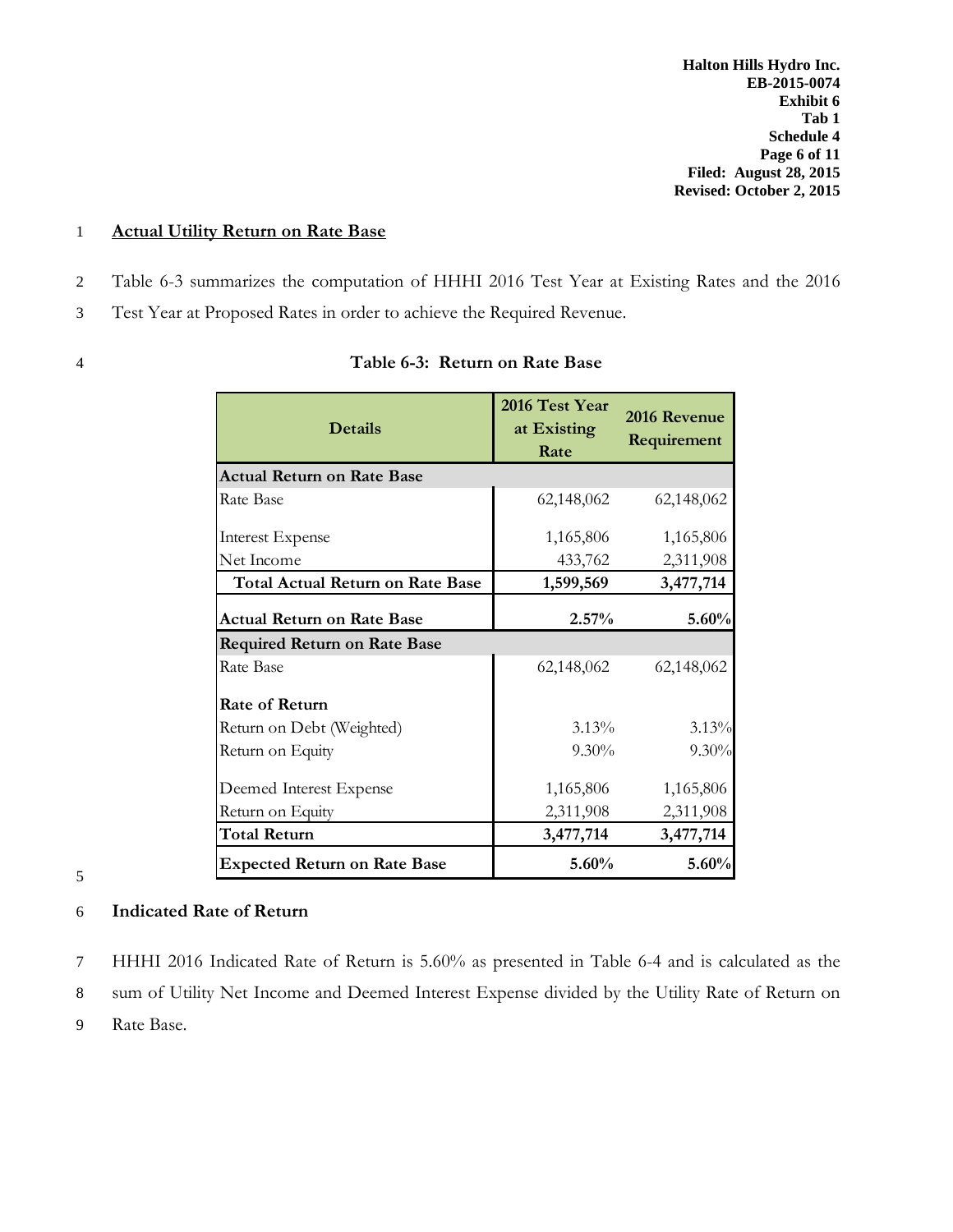## Actual Utility Return on Rate Base

Table 6-3 summarizes the computation of HHHI 2016 Test Year at Existing Rates and the 2016 Test Year at Proposed Rates in order to achieve the Required Revenue.

**Table 6-3: Return on Rate Base**

| Details | 2016 Test Year at Existing Rate | 2016 Revenue Requirement |
|---|---|---|
| **Actual Return on Rate Base** | | |
| Rate Base | 62,148,062 | 62,148,062 |
| Interest Expense | 1,165,806 | 1,165,806 |
| Net Income | 433,762 | 2,311,908 |
| **Total Actual Return on Rate Base** | **1,599,569** | **3,477,714** |
| **Actual Return on Rate Base** | **2.57%** | **5.60%** |
| **Required Return on Rate Base** | | |
| Rate Base | 62,148,062 | 62,148,062 |
| **Rate of Return** | | |
| Return on Debt (Weighted) | 3.13% | 3.13% |
| Return on Equity | 9.30% | 9.30% |
| Deemed Interest Expense | 1,165,806 | 1,165,806 |
| Return on Equity | 2,311,908 | 2,311,908 |
| **Total Return** | **3,477,714** | **3,477,714** |
| **Expected Return on Rate Base** | **5.60%** | **5.60%** |

## Indicated Rate of Return

HHHI 2016 Indicated Rate of Return is 5.60% as presented in Table 6-4 and is calculated as the sum of Utility Net Income and Deemed Interest Expense divided by the Utility Rate of Return on Rate Base.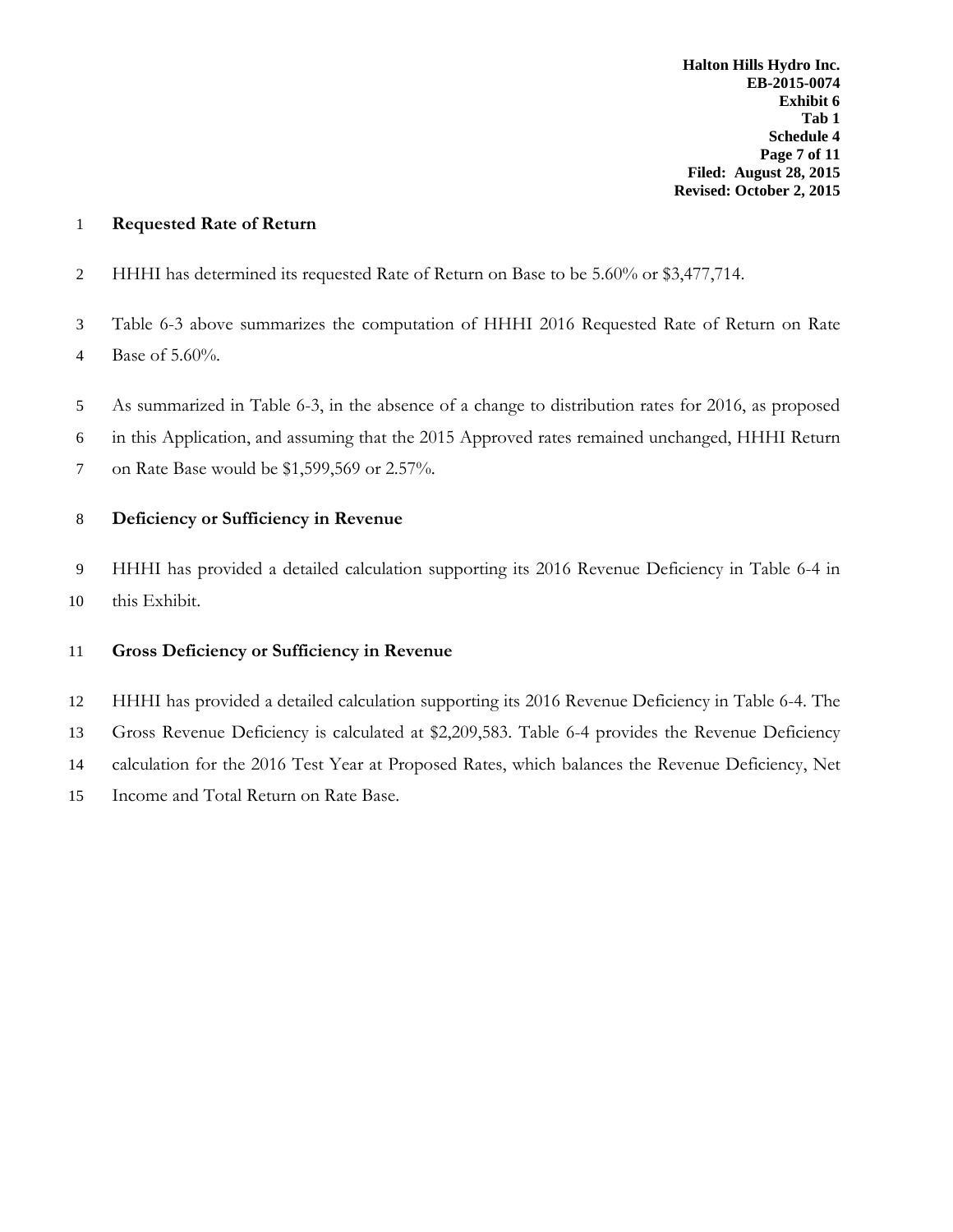## Requested Rate of Return

HHHI has determined its requested Rate of Return on Base to be 5.60% or $3,477,714.

Table 6-3 above summarizes the computation of HHHI 2016 Requested Rate of Return on Rate Base of 5.60%.

As summarized in Table 6-3, in the absence of a change to distribution rates for 2016, as proposed in this Application, and assuming that the 2015 Approved rates remained unchanged, HHHI Return on Rate Base would be $1,599,569 or 2.57%.

## Deficiency or Sufficiency in Revenue

HHHI has provided a detailed calculation supporting its 2016 Revenue Deficiency in Table 6-4 in this Exhibit.

## Gross Deficiency or Sufficiency in Revenue

HHHI has provided a detailed calculation supporting its 2016 Revenue Deficiency in Table 6-4. The Gross Revenue Deficiency is calculated at $2,209,583. Table 6-4 provides the Revenue Deficiency calculation for the 2016 Test Year at Proposed Rates, which balances the Revenue Deficiency, Net Income and Total Return on Rate Base.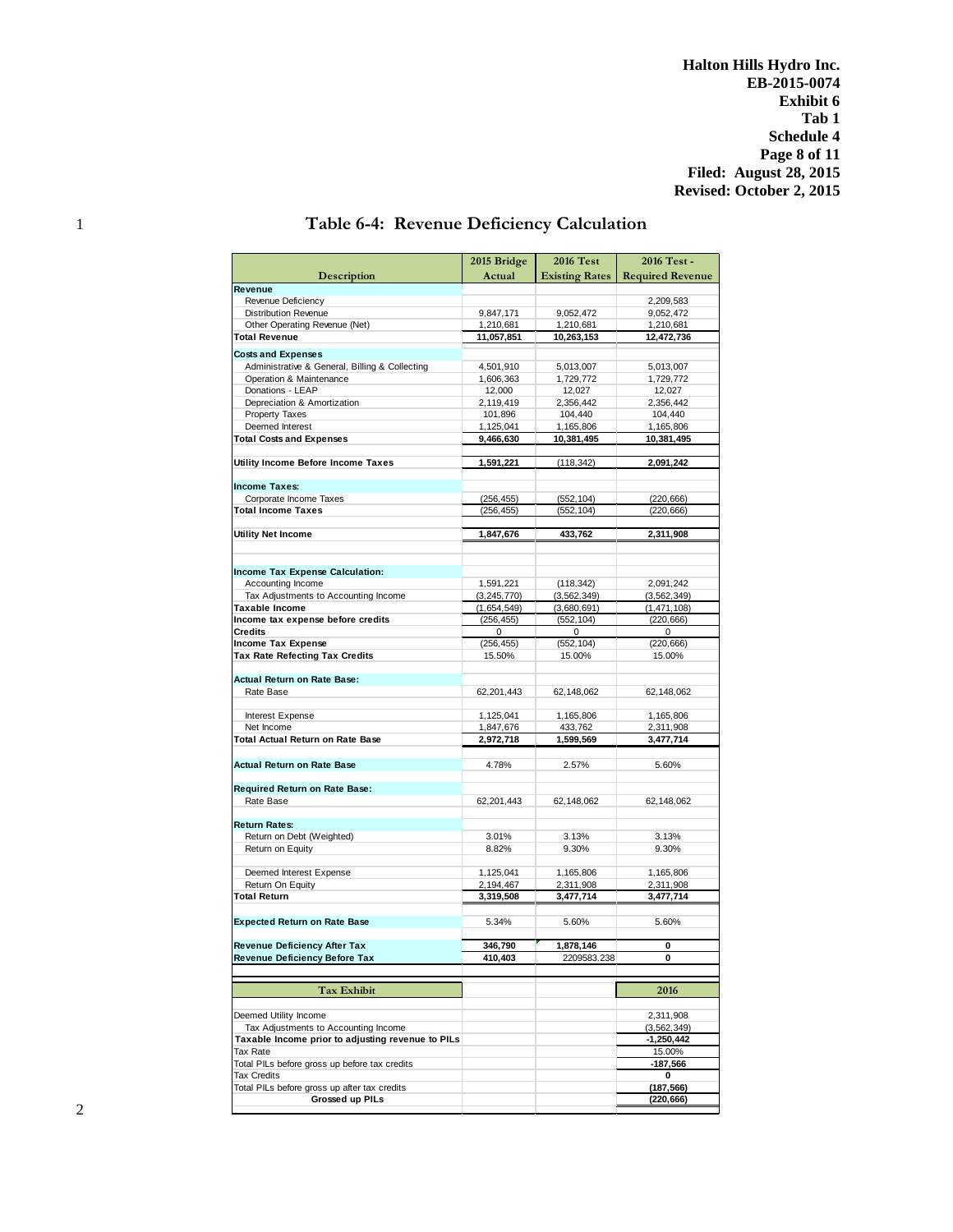Halton Hills Hydro Inc.
EB-2015-0074
Exhibit 6
Tab 1
Schedule 4
Filed: August 28, 2015
Revised: October 2, 2015

## Table 6-4: Revenue Deficiency Calculation

| Description | 2015 Bridge Actual | 2016 Test Existing Rates | 2016 Test - Required Revenue |
|---|---|---|---|
| **Revenue** | | | |
| Revenue Deficiency | | | 2,209,583 |
| Distribution Revenue | 9,847,171 | 9,052,472 | 9,052,472 |
| Other Operating Revenue (Net) | 1,210,681 | 1,210,681 | 1,210,681 |
| **Total Revenue** | **11,057,851** | **10,263,153** | **12,472,736** |
| **Costs and Expenses** | | | |
| Administrative & General, Billing & Collecting | 4,501,910 | 5,013,007 | 5,013,007 |
| Operation & Maintenance | 1,606,363 | 1,729,772 | 1,729,772 |
| Donations - LEAP | 12,000 | 12,027 | 12,027 |
| Depreciation & Amortization | 2,119,419 | 2,356,442 | 2,356,442 |
| Property Taxes | 101,896 | 104,440 | 104,440 |
| Deemed Interest | 1,125,041 | 1,165,806 | 1,165,806 |
| **Total Costs and Expenses** | **9,466,630** | **10,381,495** | **10,381,495** |
| **Utility Income Before Income Taxes** | **1,591,221** | (118,342) | **2,091,242** |
| **Income Taxes:** | | | |
| Corporate Income Taxes | (256,455) | (552,104) | (220,666) |
| **Total Income Taxes** | (256,455) | (552,104) | (220,666) |
| **Utility Net Income** | **1,847,676** | **433,762** | **2,311,908** |
| **Income Tax Expense Calculation:** | | | |
| Accounting Income | 1,591,221 | (118,342) | 2,091,242 |
| Tax Adjustments to Accounting Income | (3,245,770) | (3,562,349) | (3,562,349) |
| **Taxable Income** | (1,654,549) | (3,680,691) | (1,471,108) |
| **Income tax expense before credits** | (256,455) | (552,104) | (220,666) |
| **Credits** | 0 | 0 | 0 |
| **Income Tax Expense** | (256,455) | (552,104) | (220,666) |
| **Tax Rate Refecting Tax Credits** | 15.50% | 15.00% | 15.00% |
| **Actual Return on Rate Base:** | | | |
| Rate Base | 62,201,443 | 62,148,062 | 62,148,062 |
| Interest Expense | 1,125,041 | 1,165,806 | 1,165,806 |
| Net Income | 1,847,676 | 433,762 | 2,311,908 |
| **Total Actual Return on Rate Base** | **2,972,718** | **1,599,569** | **3,477,714** |
| **Actual Return on Rate Base** | 4.78% | 2.57% | 5.60% |
| **Required Return on Rate Base:** | | | |
| Rate Base | 62,201,443 | 62,148,062 | 62,148,062 |
| **Return Rates:** | | | |
| Return on Debt (Weighted) | 3.01% | 3.13% | 3.13% |
| Return on Equity | 8.82% | 9.30% | 9.30% |
| Deemed Interest Expense | 1,125,041 | 1,165,806 | 1,165,806 |
| Return On Equity | 2,194,467 | 2,311,908 | 2,311,908 |
| **Total Return** | **3,319,508** | **3,477,714** | **3,477,714** |
| **Expected Return on Rate Base** | 5.34% | 5.60% | 5.60% |
| **Revenue Deficiency After Tax** | **346,790** | **1,878,146** | **0** |
| **Revenue Deficiency Before Tax** | **410,403** | 2209583.238 | **0** |

| Tax Exhibit | 2016 |
|---|---|
| Deemed Utility Income | 2,311,908 |
| Tax Adjustments to Accounting Income | (3,562,349) |
| **Taxable Income prior to adjusting revenue to PILs** | **-1,250,442** |
| Tax Rate | 15.00% |
| Total PILs before gross up before tax credits | **-187,566** |
| Tax Credits | **0** |
| Total PILs before gross up after tax credits | **(187,566)** |
| **Grossed up PILs** | **(220,666)** |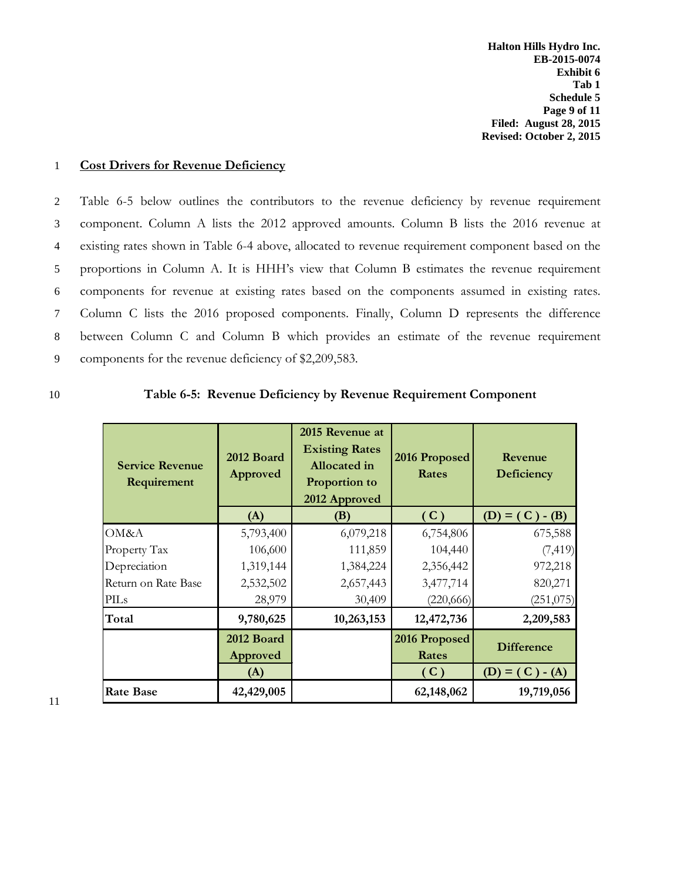## Cost Drivers for Revenue Deficiency

Table 6-5 below outlines the contributors to the revenue deficiency by revenue requirement component. Column A lists the 2012 approved amounts. Column B lists the 2016 revenue at existing rates shown in Table 6-4 above, allocated to revenue requirement component based on the proportions in Column A. It is HHH's view that Column B estimates the revenue requirement components for revenue at existing rates based on the components assumed in existing rates. Column C lists the 2016 proposed components. Finally, Column D represents the difference between Column C and Column B which provides an estimate of the revenue requirement components for the revenue deficiency of $2,209,583.

**Table 6-5: Revenue Deficiency by Revenue Requirement Component**

| Service Revenue Requirement | 2012 Board Approved | 2015 Revenue at Existing Rates Allocated in Proportion to 2012 Approved | 2016 Proposed Rates | Revenue Deficiency |
|---|---|---|---|---|
| | (A) | (B) | ( C ) | (D) = ( C ) - (B) |
| OM&A | 5,793,400 | 6,079,218 | 6,754,806 | 675,588 |
| Property Tax | 106,600 | 111,859 | 104,440 | (7,419) |
| Depreciation | 1,319,144 | 1,384,224 | 2,356,442 | 972,218 |
| Return on Rate Base | 2,532,502 | 2,657,443 | 3,477,714 | 820,271 |
| PILs | 28,979 | 30,409 | (220,666) | (251,075) |
| **Total** | **9,780,625** | **10,263,153** | **12,472,736** | **2,209,583** |
| | **2012 Board Approved** | | **2016 Proposed Rates** | **Difference** |
| | **(A)** | | **( C )** | **(D) = ( C ) - (A)** |
| **Rate Base** | **42,429,005** | | **62,148,062** | **19,719,056** |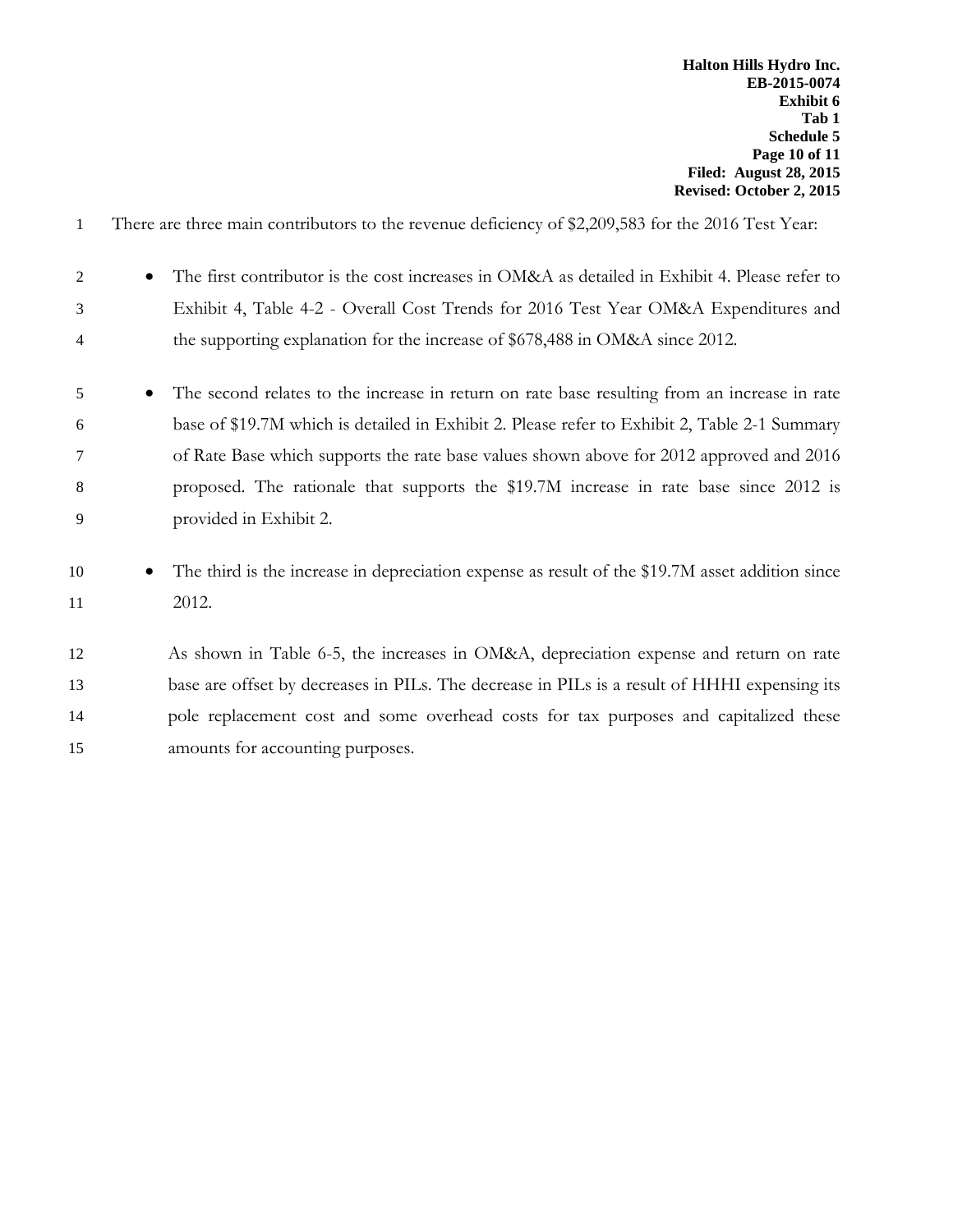There are three main contributors to the revenue deficiency of $2,209,583 for the 2016 Test Year:

- The first contributor is the cost increases in OM&A as detailed in Exhibit 4. Please refer to Exhibit 4, Table 4-2 - Overall Cost Trends for 2016 Test Year OM&A Expenditures and the supporting explanation for the increase of $678,488 in OM&A since 2012.
- The second relates to the increase in return on rate base resulting from an increase in rate base of $19.7M which is detailed in Exhibit 2. Please refer to Exhibit 2, Table 2-1 Summary of Rate Base which supports the rate base values shown above for 2012 approved and 2016 proposed. The rationale that supports the $19.7M increase in rate base since 2012 is provided in Exhibit 2.
- The third is the increase in depreciation expense as result of the $19.7M asset addition since 2012.

As shown in Table 6-5, the increases in OM&A, depreciation expense and return on rate base are offset by decreases in PILs. The decrease in PILs is a result of HHHI expensing its pole replacement cost and some overhead costs for tax purposes and capitalized these amounts for accounting purposes.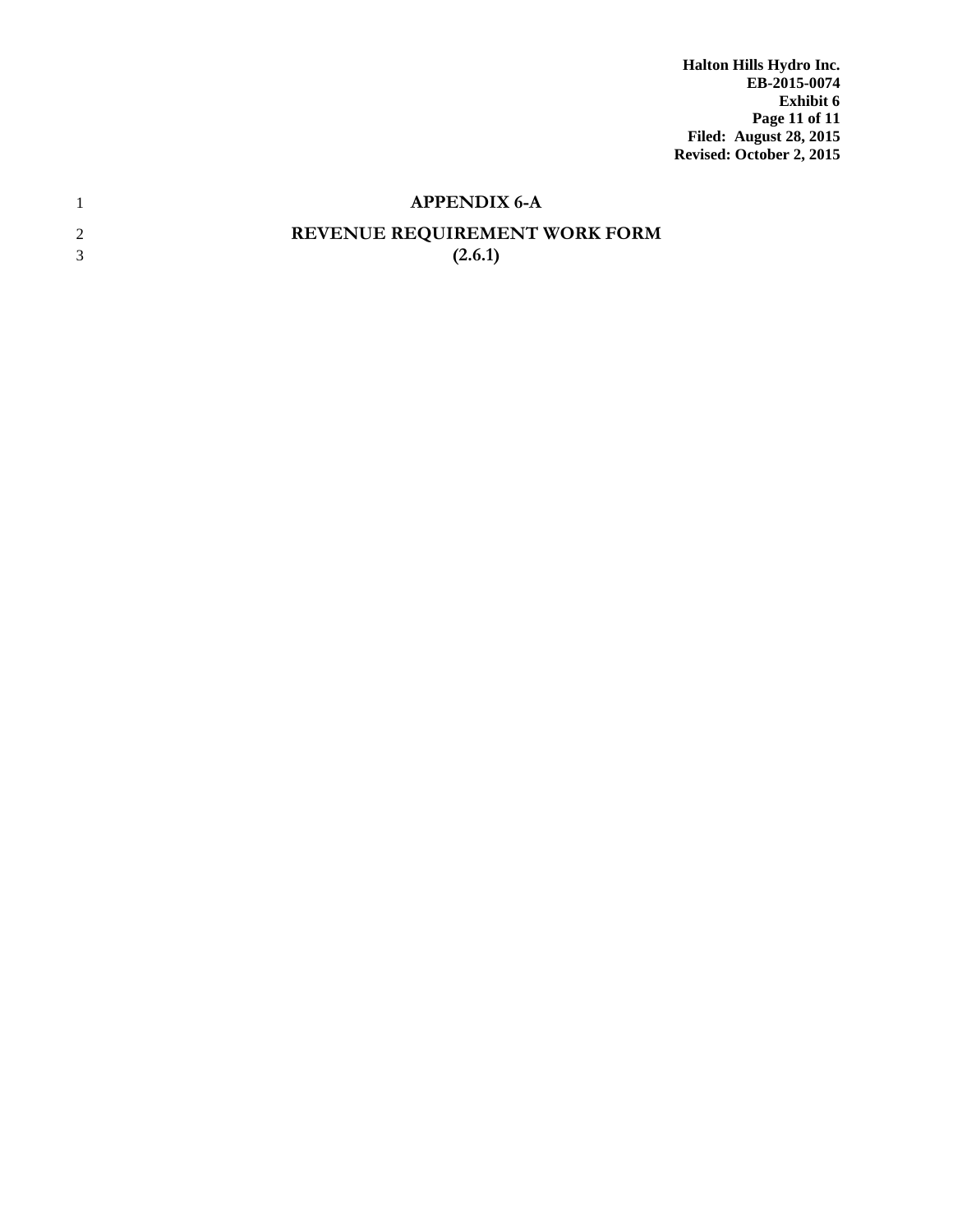# APPENDIX 6-A

## REVENUE REQUIREMENT WORK FORM

## (2.6.1)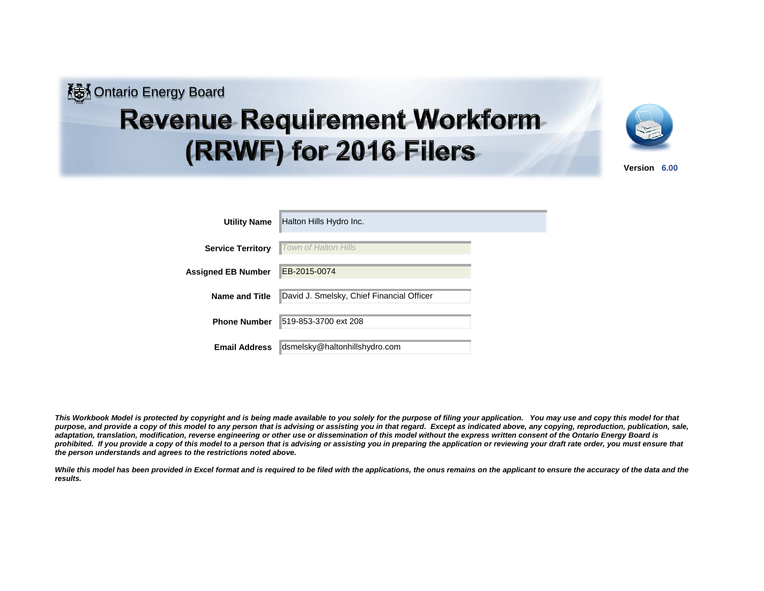Ontario Energy Board

# Revenue Requirement Workform (RRWF) for 2016 Filers

**Version** **6.00**

| | |
|---|---|
| **Utility Name** | Halton Hills Hydro Inc. |
| **Service Territory** | *Town of Halton Hills* |
| **Assigned EB Number** | EB-2015-0074 |
| **Name and Title** | David J. Smelsky, Chief Financial Officer |
| **Phone Number** | 519-853-3700 ext 208 |
| **Email Address** | dsmelsky@haltonhillshydro.com |

***This Workbook Model is protected by copyright and is being made available to you solely for the purpose of filing your application. You may use and copy this model for that purpose, and provide a copy of this model to any person that is advising or assisting you in that regard. Except as indicated above, any copying, reproduction, publication, sale, adaptation, translation, modification, reverse engineering or other use or dissemination of this model without the express written consent of the Ontario Energy Board is prohibited. If you provide a copy of this model to a person that is advising or assisting you in preparing the application or reviewing your draft rate order, you must ensure that the person understands and agrees to the restrictions noted above.***

***While this model has been provided in Excel format and is required to be filed with the applications, the onus remains on the applicant to ensure the accuracy of the data and the results.***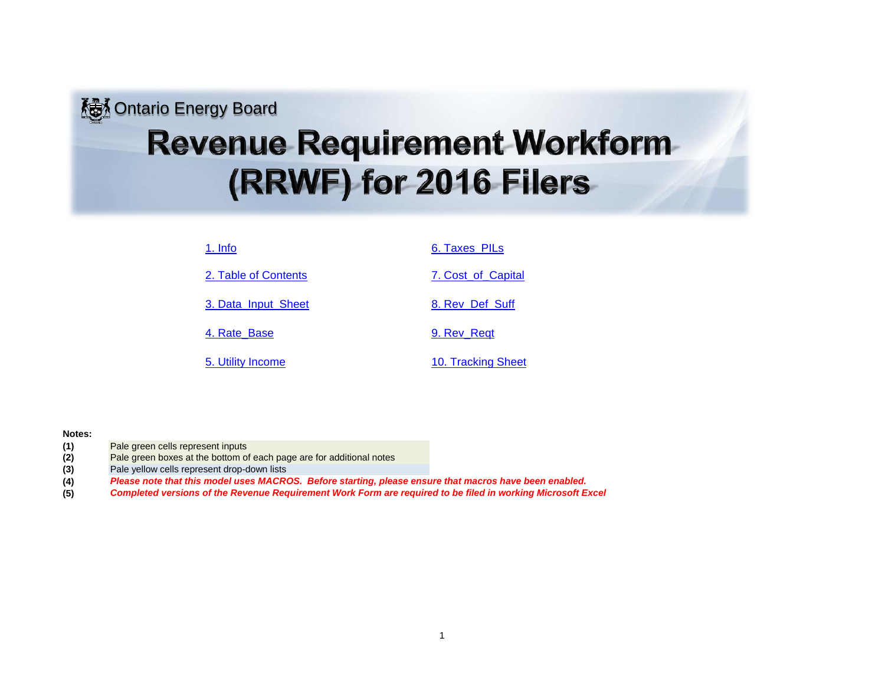Ontario Energy Board

# Revenue Requirement Workform (RRWF) for 2016 Filers

| | |
|---|---|
| 1. Info | 6. Taxes_PILs |
| 2. Table of Contents | 7. Cost_of_Capital |
| 3. Data_Input_Sheet | 8. Rev_Def_Suff |
| 4. Rate_Base | 9. Rev_Reqt |
| 5. Utility Income | 10. Tracking Sheet |

**Notes:**

| | |
|---|---|
| **(1)** | Pale green cells represent inputs |
| **(2)** | Pale green boxes at the bottom of each page are for additional notes |
| **(3)** | Pale yellow cells represent drop-down lists |
| **(4)** | ***Please note that this model uses MACROS. Before starting, please ensure that macros have been enabled.*** |
| **(5)** | ***Completed versions of the Revenue Requirement Work Form are required to be filed in working Microsoft Excel*** |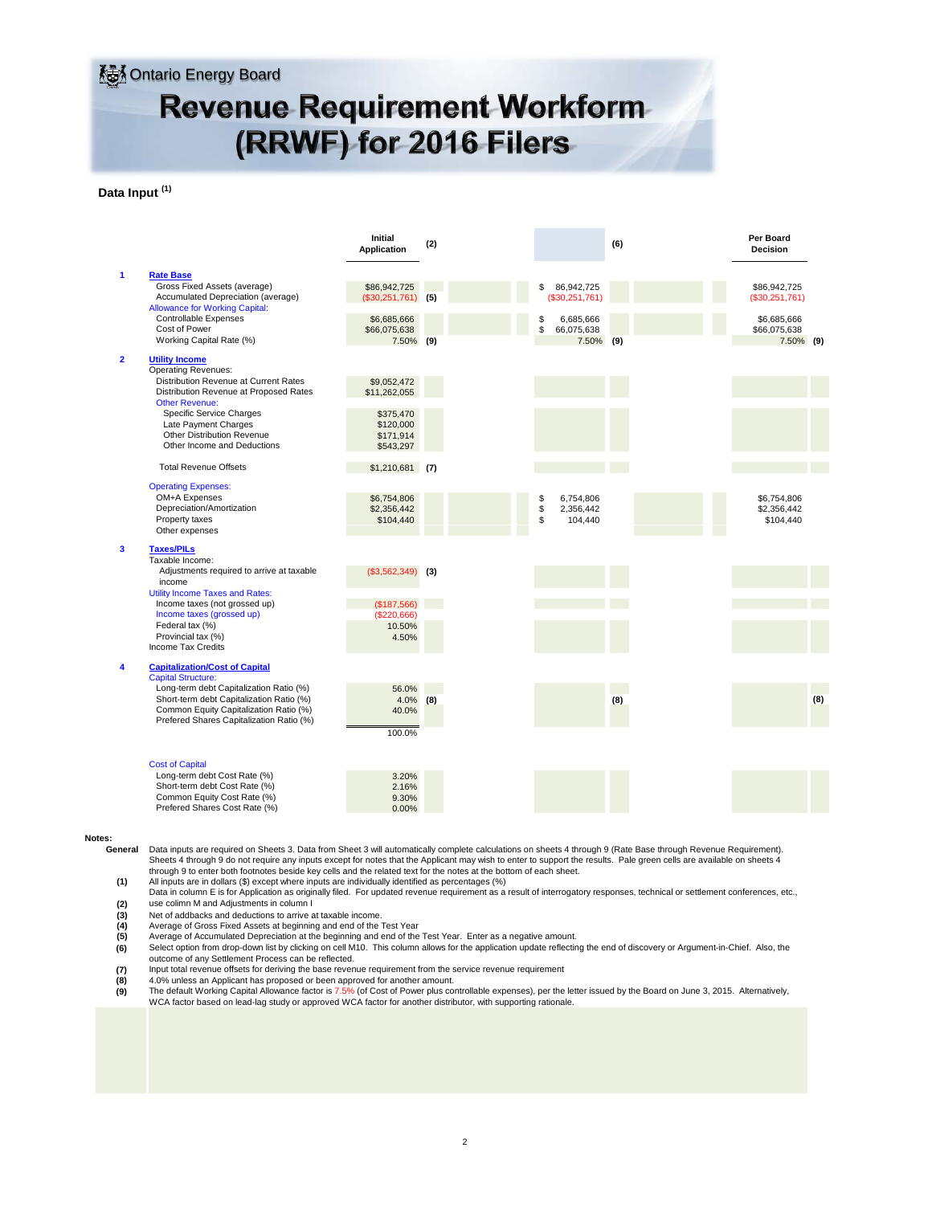Ontario Energy Board

# Revenue Requirement Workform (RRWF) for 2016 Filers

## Data Input [1]

| | | Initial Application | (2) | | (6) | | Per Board Decision | |
|---|---|---|---|---|---|---|---|---|
| **1** | **Rate Base** | | | | | | | |
| | Gross Fixed Assets (average) | $86,942,725 | | $ 86,942,725 | | | $86,942,725 | |
| | Accumulated Depreciation (average) | ($30,251,761) | (5) | ($30,251,761) | | | ($30,251,761) | |
| | Allowance for Working Capital: | | | | | | | |
| | Controllable Expenses | $6,685,666 | | $ 6,685,666 | | | $6,685,666 | |
| | Cost of Power | $66,075,638 | | $ 66,075,638 | | | $66,075,638 | |
| | Working Capital Rate (%) | 7.50% | (9) | 7.50% | (9) | | 7.50% | (9) |
| **2** | **Utility Income** | | | | | | | |
| | Operating Revenues: | | | | | | | |
| | Distribution Revenue at Current Rates | $9,052,472 | | | | | | |
| | Distribution Revenue at Proposed Rates | $11,262,055 | | | | | | |
| | Other Revenue: | | | | | | | |
| | Specific Service Charges | $375,470 | | | | | | |
| | Late Payment Charges | $120,000 | | | | | | |
| | Other Distribution Revenue | $171,914 | | | | | | |
| | Other Income and Deductions | $543,297 | | | | | | |
| | Total Revenue Offsets | $1,210,681 | (7) | | | | | |
| | Operating Expenses: | | | | | | | |
| | OM+A Expenses | $6,754,806 | | $ 6,754,806 | | | $6,754,806 | |
| | Depreciation/Amortization | $2,356,442 | | $ 2,356,442 | | | $2,356,442 | |
| | Property taxes | $104,440 | | $ 104,440 | | | $104,440 | |
| | Other expenses | | | | | | | |
| **3** | **Taxes/PILs** | | | | | | | |
| | Taxable Income: | | | | | | | |
| | Adjustments required to arrive at taxable income | ($3,562,349) | (3) | | | | | |
| | Utility Income Taxes and Rates: | | | | | | | |
| | Income taxes (not grossed up) | ($187,566) | | | | | | |
| | Income taxes (grossed up) | ($220,666) | | | | | | |
| | Federal tax (%) | 10.50% | | | | | | |
| | Provincial tax (%) | 4.50% | | | | | | |
| | Income Tax Credits | | | | | | | |
| **4** | **Capitalization/Cost of Capital** | | | | | | | |
| | Capital Structure: | | | | | | | |
| | Long-term debt Capitalization Ratio (%) | 56.0% | | | | | | |
| | Short-term debt Capitalization Ratio (%) | 4.0% | (8) | | (8) | | | (8) |
| | Common Equity Capitalization Ratio (%) | 40.0% | | | | | | |
| | Prefered Shares Capitalization Ratio (%) | | | | | | | |
| | | 100.0% | | | | | | |
| | Cost of Capital | | | | | | | |
| | Long-term debt Cost Rate (%) | 3.20% | | | | | | |
| | Short-term debt Cost Rate (%) | 2.16% | | | | | | |
| | Common Equity Cost Rate (%) | 9.30% | | | | | | |
| | Prefered Shares Cost Rate (%) | 0.00% | | | | | | |

**Notes:**

**General** Data inputs are required on Sheets 3. Data from Sheet 3 will automatically complete calculations on sheets 4 through 9 (Rate Base through Revenue Requirement). Sheets 4 through 9 do not require any inputs except for notes that the Applicant may wish to enter to support the results. Pale green cells are available on sheets 4 through 9 to enter both footnotes beside key cells and the related text for the notes at the bottom of each sheet.

(1) All inputs are in dollars ($) except where inputs are individually identified as percentages (%)

(2) Data in column E is for Application as originally filed. For updated revenue requirement as a result of interrogatory responses, technical or settlement conferences, etc., use colimn M and Adjustments in column I

(3) Net of addbacks and deductions to arrive at taxable income.

(4) Average of Gross Fixed Assets at beginning and end of the Test Year

(5) Average of Accumulated Depreciation at the beginning and end of the Test Year. Enter as a negative amount.

(6) Select option from drop-down list by clicking on cell M10. This column allows for the application update reflecting the end of discovery or Argument-in-Chief. Also, the outcome of any Settlement Process can be reflected.

(7) Input total revenue offsets for deriving the base revenue requirement from the service revenue requirement

(8) 4.0% unless an Applicant has proposed or been approved for another amount.

(9) The default Working Capital Allowance factor is 7.5% (of Cost of Power plus controllable expenses), per the letter issued by the Board on June 3, 2015. Alternatively, WCA factor based on lead-lag study or approved WCA factor for another distributor, with supporting rationale.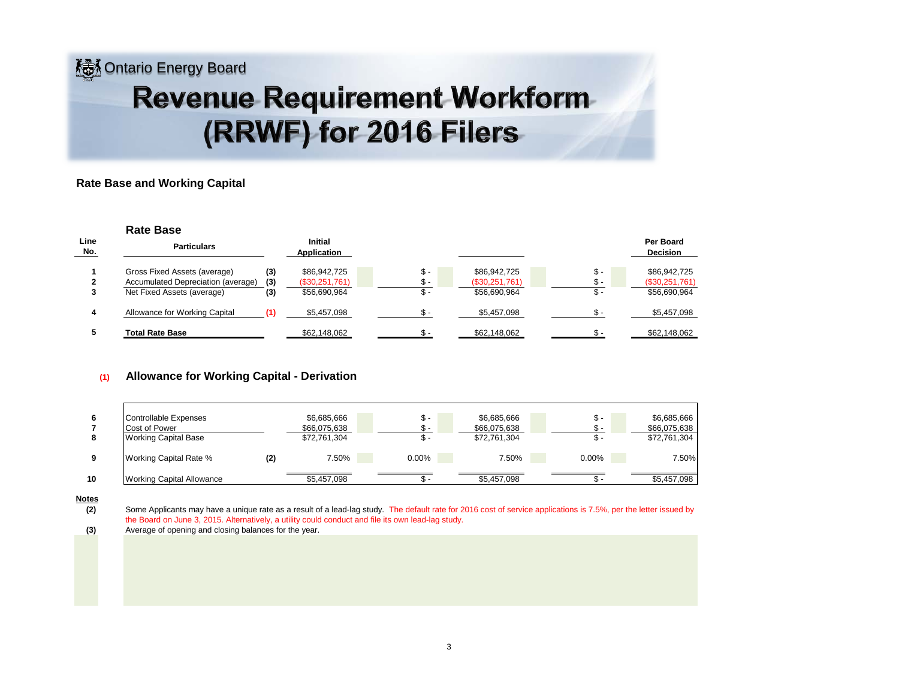Ontario Energy Board

# Revenue Requirement Workform (RRWF) for 2016 Filers

## Rate Base and Working Capital

### Rate Base

| Line No. | Particulars | | Initial Application | | | | Per Board Decision |
|---|---|---|---|---|---|---|---|
| 1 | Gross Fixed Assets (average) | (3) | $86,942,725 | $ - | $86,942,725 | $ - | $86,942,725 |
| 2 | Accumulated Depreciation (average) | (3) | ($30,251,761) | $ - | ($30,251,761) | $ - | ($30,251,761) |
| 3 | Net Fixed Assets (average) | (3) | $56,690,964 | $ - | $56,690,964 | $ - | $56,690,964 |
| 4 | Allowance for Working Capital | (1) | $5,457,098 | $ - | $5,457,098 | $ - | $5,457,098 |
| 5 | **Total Rate Base** | | $62,148,062 | $ - | $62,148,062 | $ - | $62,148,062 |

### (1) Allowance for Working Capital - Derivation

| Line No. | Particulars | | Initial Application | | | | Per Board Decision |
|---|---|---|---|---|---|---|---|
| 6 | Controllable Expenses | | $6,685,666 | $ - | $6,685,666 | $ - | $6,685,666 |
| 7 | Cost of Power | | $66,075,638 | $ - | $66,075,638 | $ - | $66,075,638 |
| 8 | Working Capital Base | | $72,761,304 | $ - | $72,761,304 | $ - | $72,761,304 |
| 9 | Working Capital Rate % | (2) | 7.50% | 0.00% | 7.50% | 0.00% | 7.50% |
| 10 | Working Capital Allowance | | $5,457,098 | $ - | $5,457,098 | $ - | $5,457,098 |

**Notes**

(2) Some Applicants may have a unique rate as a result of a lead-lag study. The default rate for 2016 cost of service applications is 7.5%, per the letter issued by the Board on June 3, 2015. Alternatively, a utility could conduct and file its own lead-lag study.

(3) Average of opening and closing balances for the year.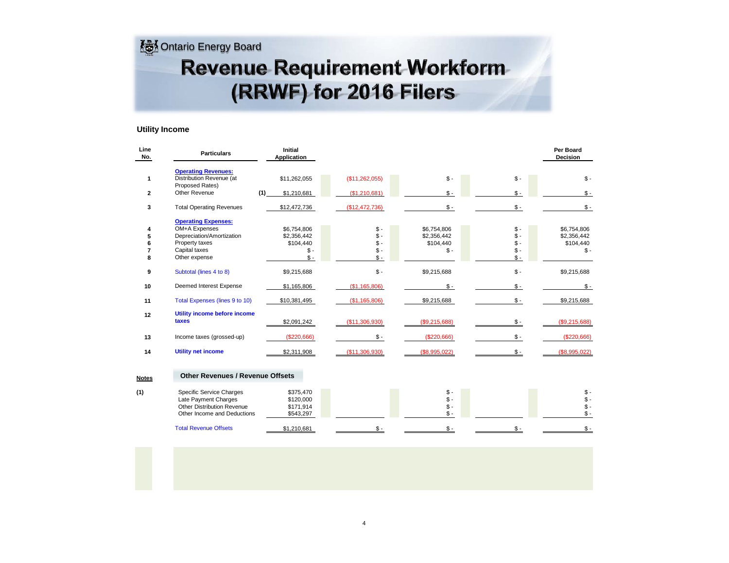Ontario Energy Board

# Revenue Requirement Workform (RRWF) for 2016 Filers

## Utility Income

| Line No. | Particulars | | Initial Application | | | | Per Board Decision |
|---|---|---|---|---|---|---|---|
| | **Operating Revenues:** | | | | | | |
| 1 | Distribution Revenue (at Proposed Rates) | | $11,262,055 | ($11,262,055) | $ - | $ - | $ - |
| 2 | Other Revenue | (1) | $1,210,681 | ($1,210,681) | $ - | $ - | $ - |
| 3 | Total Operating Revenues | | $12,472,736 | ($12,472,736) | $ - | $ - | $ - |
| | **Operating Expenses:** | | | | | | |
| 4 | OM+A Expenses | | $6,754,806 | $ - | $6,754,806 | $ - | $6,754,806 |
| 5 | Depreciation/Amortization | | $2,356,442 | $ - | $2,356,442 | $ - | $2,356,442 |
| 6 | Property taxes | | $104,440 | $ - | $104,440 | $ - | $104,440 |
| 7 | Capital taxes | | $ - | $ - | $ - | $ - | $ - |
| 8 | Other expense | | $ - | $ - | | $ - | |
| 9 | Subtotal (lines 4 to 8) | | $9,215,688 | $ - | $9,215,688 | $ - | $9,215,688 |
| 10 | Deemed Interest Expense | | $1,165,806 | ($1,165,806) | $ - | $ - | $ - |
| 11 | Total Expenses (lines 9 to 10) | | $10,381,495 | ($1,165,806) | $9,215,688 | $ - | $9,215,688 |
| 12 | **Utility income before income taxes** | | $2,091,242 | ($11,306,930) | ($9,215,688) | $ - | ($9,215,688) |
| 13 | Income taxes (grossed-up) | | ($220,666) | $ - | ($220,666) | $ - | ($220,666) |
| 14 | **Utility net income** | | $2,311,908 | ($11,306,930) | ($8,995,022) | $ - | ($8,995,022) |

**Notes**

### Other Revenues / Revenue Offsets

| Note | Particulars | Initial Application | | | | Per Board Decision |
|---|---|---|---|---|---|---|
| (1) | Specific Service Charges | $375,470 | | $ - | | $ - |
| | Late Payment Charges | $120,000 | | $ - | | $ - |
| | Other Distribution Revenue | $171,914 | | $ - | | $ - |
| | Other Income and Deductions | $543,297 | | $ - | | $ - |
| | Total Revenue Offsets | $1,210,681 | $ - | $ - | $ - | $ - |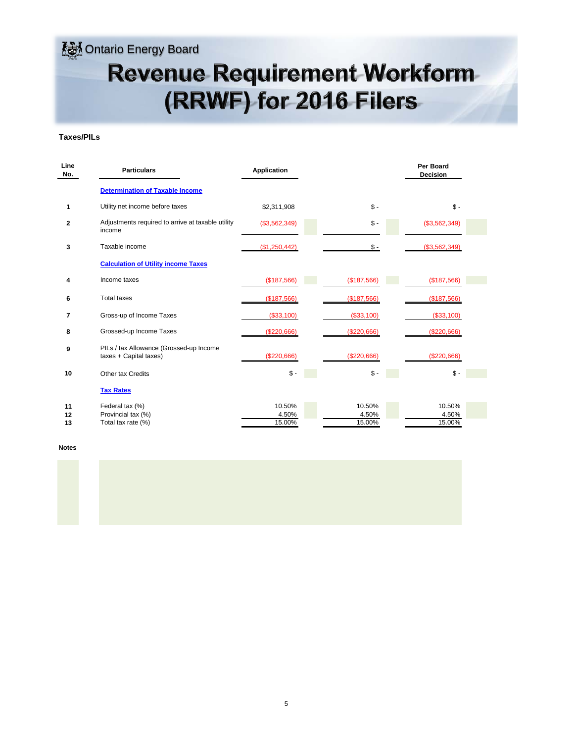Ontario Energy Board

# Revenue Requirement Workform (RRWF) for 2016 Filers

### Taxes/PILs

| Line No. | Particulars | Application | | Per Board Decision |
|---|---|---|---|---|
| | **Determination of Taxable Income** | | | |
| 1 | Utility net income before taxes | $2,311,908 | $ - | $ - |
| 2 | Adjustments required to arrive at taxable utility income | ($3,562,349) | $ - | ($3,562,349) |
| 3 | Taxable income | ($1,250,442) | $ - | ($3,562,349) |
| | **Calculation of Utility income Taxes** | | | |
| 4 | Income taxes | ($187,566) | ($187,566) | ($187,566) |
| 6 | Total taxes | ($187,566) | ($187,566) | ($187,566) |
| 7 | Gross-up of Income Taxes | ($33,100) | ($33,100) | ($33,100) |
| 8 | Grossed-up Income Taxes | ($220,666) | ($220,666) | ($220,666) |
| 9 | PILs / tax Allowance (Grossed-up Income taxes + Capital taxes) | ($220,666) | ($220,666) | ($220,666) |
| 10 | Other tax Credits | $ - | $ - | $ - |
| | **Tax Rates** | | | |
| 11 | Federal tax (%) | 10.50% | 10.50% | 10.50% |
| 12 | Provincial tax (%) | 4.50% | 4.50% | 4.50% |
| 13 | Total tax rate (%) | 15.00% | 15.00% | 15.00% |

**Notes**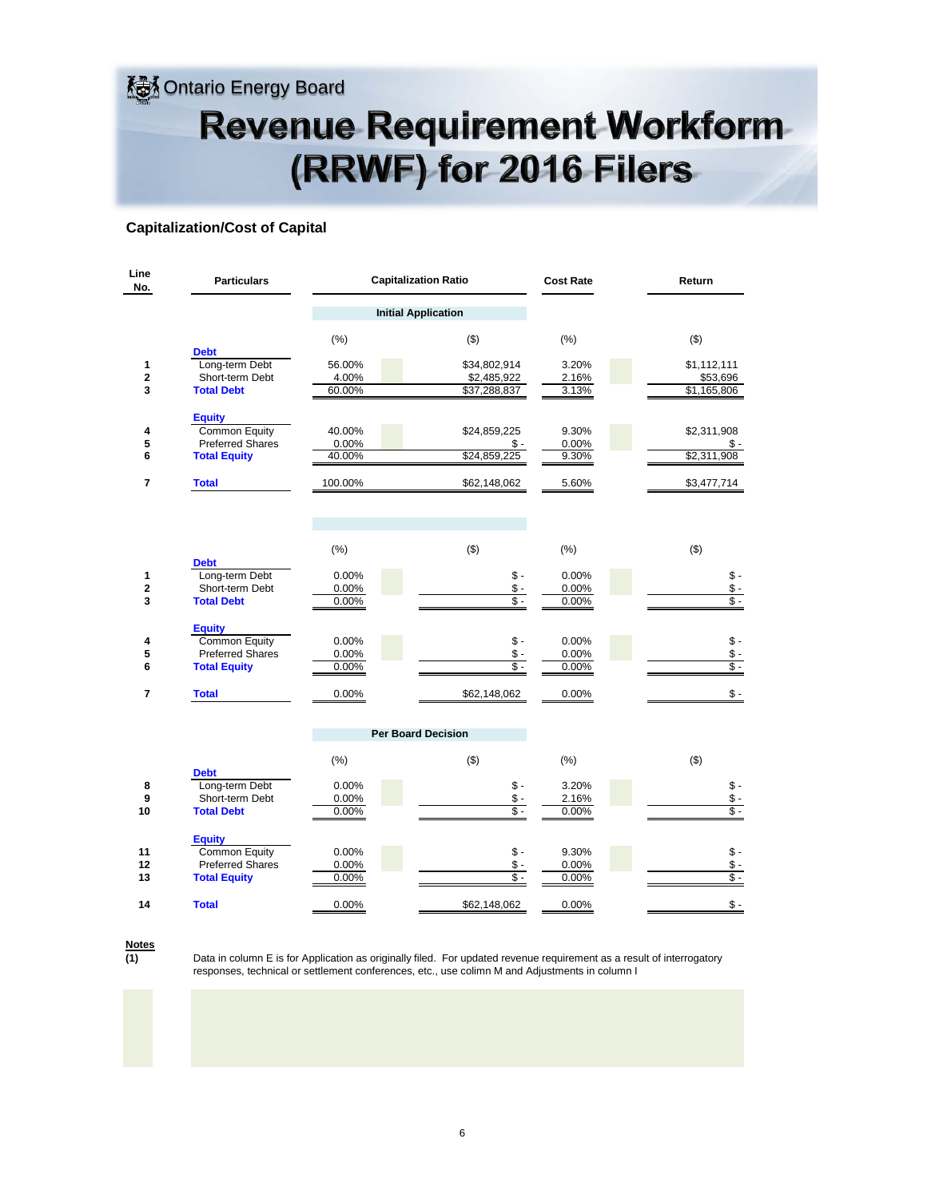Ontario Energy Board

# Revenue Requirement Workform (RRWF) for 2016 Filers

## Capitalization/Cost of Capital

| Line No. | Particulars | Capitalization Ratio | | Cost Rate | Return |
|---|---|---|---|---|---|
| | | **Initial Application** | | | |
| | | (%) | ($) | (%) | ($) |
| | **Debt** | | | | |
| 1 | Long-term Debt | 56.00% | $34,802,914 | 3.20% | $1,112,111 |
| 2 | Short-term Debt | 4.00% | $2,485,922 | 2.16% | $53,696 |
| 3 | **Total Debt** | 60.00% | $37,288,837 | 3.13% | $1,165,806 |
| | **Equity** | | | | |
| 4 | Common Equity | 40.00% | $24,859,225 | 9.30% | $2,311,908 |
| 5 | Preferred Shares | 0.00% | $ - | 0.00% | $ - |
| 6 | **Total Equity** | 40.00% | $24,859,225 | 9.30% | $2,311,908 |
| 7 | **Total** | 100.00% | $62,148,062 | 5.60% | $3,477,714 |

| Line No. | Particulars | Capitalization Ratio | | Cost Rate | Return |
|---|---|---|---|---|---|
| | | (%) | ($) | (%) | ($) |
| | **Debt** | | | | |
| 1 | Long-term Debt | 0.00% | $ - | 0.00% | $ - |
| 2 | Short-term Debt | 0.00% | $ - | 0.00% | $ - |
| 3 | **Total Debt** | 0.00% | $ - | 0.00% | $ - |
| | **Equity** | | | | |
| 4 | Common Equity | 0.00% | $ - | 0.00% | $ - |
| 5 | Preferred Shares | 0.00% | $ - | 0.00% | $ - |
| 6 | **Total Equity** | 0.00% | $ - | 0.00% | $ - |
| 7 | **Total** | 0.00% | $62,148,062 | 0.00% | $ - |

| Line No. | Particulars | Capitalization Ratio | | Cost Rate | Return |
|---|---|---|---|---|---|
| | | **Per Board Decision** | | | |
| | | (%) | ($) | (%) | ($) |
| | **Debt** | | | | |
| 8 | Long-term Debt | 0.00% | $ - | 3.20% | $ - |
| 9 | Short-term Debt | 0.00% | $ - | 2.16% | $ - |
| 10 | **Total Debt** | 0.00% | $ - | 0.00% | $ - |
| | **Equity** | | | | |
| 11 | Common Equity | 0.00% | $ - | 9.30% | $ - |
| 12 | Preferred Shares | 0.00% | $ - | 0.00% | $ - |
| 13 | **Total Equity** | 0.00% | $ - | 0.00% | $ - |
| 14 | **Total** | 0.00% | $62,148,062 | 0.00% | $ - |

**Notes**

**(1)** Data in column E is for Application as originally filed. For updated revenue requirement as a result of interrogatory responses, technical or settlement conferences, etc., use colimn M and Adjustments in column I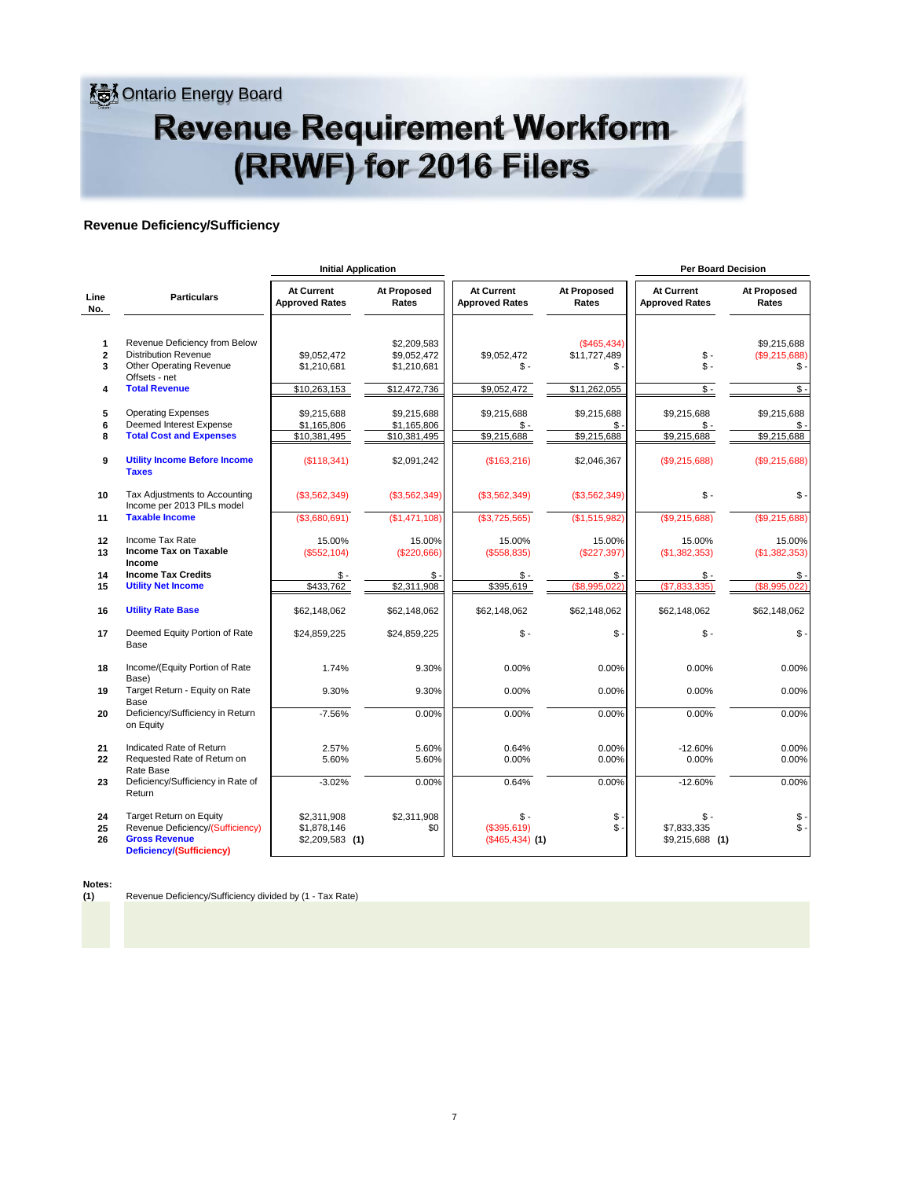Ontario Energy Board

# Revenue Requirement Workform (RRWF) for 2016 Filers

## Revenue Deficiency/Sufficiency

| Line No. | Particulars | Initial Application | | | | Per Board Decision | |
|---|---|---|---|---|---|---|---|
| | | At Current Approved Rates | At Proposed Rates | At Current Approved Rates | At Proposed Rates | At Current Approved Rates | At Proposed Rates |
| 1 | Revenue Deficiency from Below | | $2,209,583 | | ($465,434) | | $9,215,688 |
| 2 | Distribution Revenue | $9,052,472 | $9,052,472 | $9,052,472 | $11,727,489 | $ - | ($9,215,688) |
| 3 | Other Operating Revenue Offsets - net | $1,210,681 | $1,210,681 | $ - | $ - | $ - | $ - |
| 4 | **Total Revenue** | $10,263,153 | $12,472,736 | $9,052,472 | $11,262,055 | $ - | $ - |
| 5 | Operating Expenses | $9,215,688 | $9,215,688 | $9,215,688 | $9,215,688 | $9,215,688 | $9,215,688 |
| 6 | Deemed Interest Expense | $1,165,806 | $1,165,806 | $ - | $ - | $ - | $ - |
| 8 | **Total Cost and Expenses** | $10,381,495 | $10,381,495 | $9,215,688 | $9,215,688 | $9,215,688 | $9,215,688 |
| 9 | **Utility Income Before Income Taxes** | ($118,341) | $2,091,242 | ($163,216) | $2,046,367 | ($9,215,688) | ($9,215,688) |
| 10 | Tax Adjustments to Accounting Income per 2013 PILs model | ($3,562,349) | ($3,562,349) | ($3,562,349) | ($3,562,349) | $ - | $ - |
| 11 | **Taxable Income** | ($3,680,691) | ($1,471,108) | ($3,725,565) | ($1,515,982) | ($9,215,688) | ($9,215,688) |
| 12 | Income Tax Rate | 15.00% | 15.00% | 15.00% | 15.00% | 15.00% | 15.00% |
| 13 | **Income Tax on Taxable Income** | ($552,104) | ($220,666) | ($558,835) | ($227,397) | ($1,382,353) | ($1,382,353) |
| 14 | **Income Tax Credits** | $ - | $ - | $ - | $ - | $ - | $ - |
| 15 | **Utility Net Income** | $433,762 | $2,311,908 | $395,619 | ($8,995,022) | ($7,833,335) | ($8,995,022) |
| 16 | **Utility Rate Base** | $62,148,062 | $62,148,062 | $62,148,062 | $62,148,062 | $62,148,062 | $62,148,062 |
| 17 | Deemed Equity Portion of Rate Base | $24,859,225 | $24,859,225 | $ - | $ - | $ - | $ - |
| 18 | Income/(Equity Portion of Rate Base) | 1.74% | 9.30% | 0.00% | 0.00% | 0.00% | 0.00% |
| 19 | Target Return - Equity on Rate Base | 9.30% | 9.30% | 0.00% | 0.00% | 0.00% | 0.00% |
| 20 | Deficiency/Sufficiency in Return on Equity | -7.56% | 0.00% | 0.00% | 0.00% | 0.00% | 0.00% |
| 21 | Indicated Rate of Return | 2.57% | 5.60% | 0.64% | 0.00% | -12.60% | 0.00% |
| 22 | Requested Rate of Return on Rate Base | 5.60% | 5.60% | 0.00% | 0.00% | 0.00% | 0.00% |
| 23 | Deficiency/Sufficiency in Rate of Return | -3.02% | 0.00% | 0.64% | 0.00% | -12.60% | 0.00% |
| 24 | Target Return on Equity | $2,311,908 | $2,311,908 | $ - | $ - | $ - | $ - |
| 25 | Revenue Deficiency/(Sufficiency) | $1,878,146 | $0 | ($395,619) | $ - | $7,833,335 | $ - |
| 26 | **Gross Revenue Deficiency/(Sufficiency)** | $2,209,583 **(1)** | | ($465,434) **(1)** | | $9,215,688 **(1)** | |

**Notes:**

**(1)** Revenue Deficiency/Sufficiency divided by (1 - Tax Rate)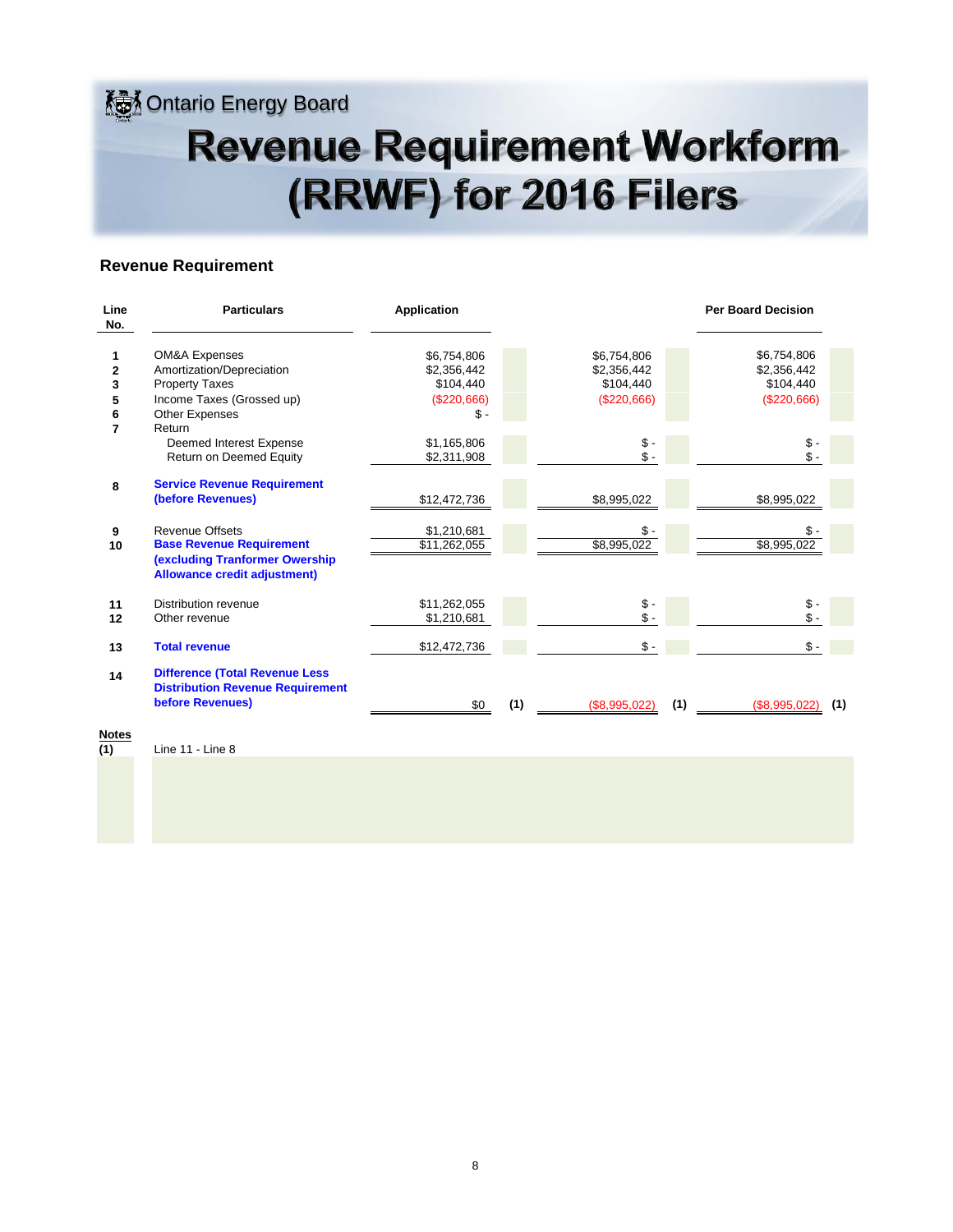Ontario Energy Board

# Revenue Requirement Workform (RRWF) for 2016 Filers

## Revenue Requirement

| Line No. | Particulars | Application | | | | Per Board Decision | |
|---|---|---|---|---|---|---|---|
| 1 | OM&A Expenses | $6,754,806 | | $6,754,806 | | $6,754,806 | |
| 2 | Amortization/Depreciation | $2,356,442 | | $2,356,442 | | $2,356,442 | |
| 3 | Property Taxes | $104,440 | | $104,440 | | $104,440 | |
| 5 | Income Taxes (Grossed up) | ($220,666) | | ($220,666) | | ($220,666) | |
| 6 | Other Expenses | $ - | | | | | |
| 7 | Return | | | | | | |
| | Deemed Interest Expense | $1,165,806 | | $ - | | $ - | |
| | Return on Deemed Equity | $2,311,908 | | $ - | | $ - | |
| 8 | **Service Revenue Requirement (before Revenues)** | $12,472,736 | | $8,995,022 | | $8,995,022 | |
| 9 | Revenue Offsets | $1,210,681 | | $ - | | $ - | |
| 10 | **Base Revenue Requirement (excluding Tranformer Owership Allowance credit adjustment)** | $11,262,055 | | $8,995,022 | | $8,995,022 | |
| 11 | Distribution revenue | $11,262,055 | | $ - | | $ - | |
| 12 | Other revenue | $1,210,681 | | $ - | | $ - | |
| 13 | **Total revenue** | $12,472,736 | | $ - | | $ - | |
| 14 | **Difference (Total Revenue Less Distribution Revenue Requirement before Revenues)** | $0 | (1) | ($8,995,022) | (1) | ($8,995,022) | (1) |

**Notes**

(1) Line 11 - Line 8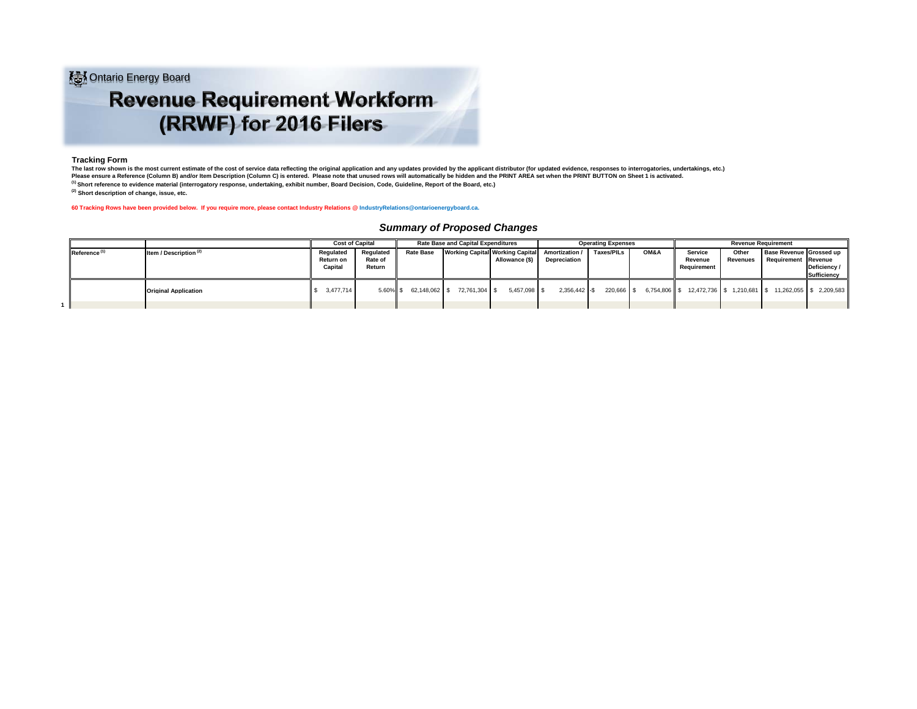Ontario Energy Board

# Revenue Requirement Workform (RRWF) for 2016 Filers

## Tracking Form

**The last row shown is the most current estimate of the cost of service data reflecting the original application and any updates provided by the applicant distributor (for updated evidence, responses to interrogatories, undertakings, etc.)**
**Please ensure a Reference (Column B) and/or Item Description (Column C) is entered. Please note that unused rows will automatically be hidden and the PRINT AREA set when the PRINT BUTTON on Sheet 1 is activated.**
**(1) Short reference to evidence material (interrogatory response, undertaking, exhibit number, Board Decision, Code, Guideline, Report of the Board, etc.)**
**(2) Short description of change, issue, etc.**

**60 Tracking Rows have been provided below. If you require more, please contact Industry Relations @ IndustryRelations@ontarioenergyboard.ca.**

### *Summary of Proposed Changes*

| | | | Cost of Capital | | Rate Base and Capital Expenditures | | | Operating Expenses | | | Revenue Requirement | | | |
|---|---|---|---|---|---|---|---|---|---|---|---|---|---|---|
| | Reference [1] | Item / Description [2] | Regulated Return on Capital | Regulated Rate of Return | Rate Base | Working Capital | Working Capital Allowance ($) | Amortization / Depreciation | Taxes/PILs | OM&A | Service Revenue Requirement | Other Revenues | Base Revenue Requirement | Grossed up Revenue Deficiency / Sufficiency |
| | | **Original Application** | $ 3,477,714 | 5.60% | $ 62,148,062 | $ 72,761,304 | $ 5,457,098 | $ 2,356,442 | -$ 220,666 | $ 6,754,806 | $ 12,472,736 | $ 1,210,681 | $ 11,262,055 | $ 2,209,583 |
| 1 | | | | | | | | | | | | | | |